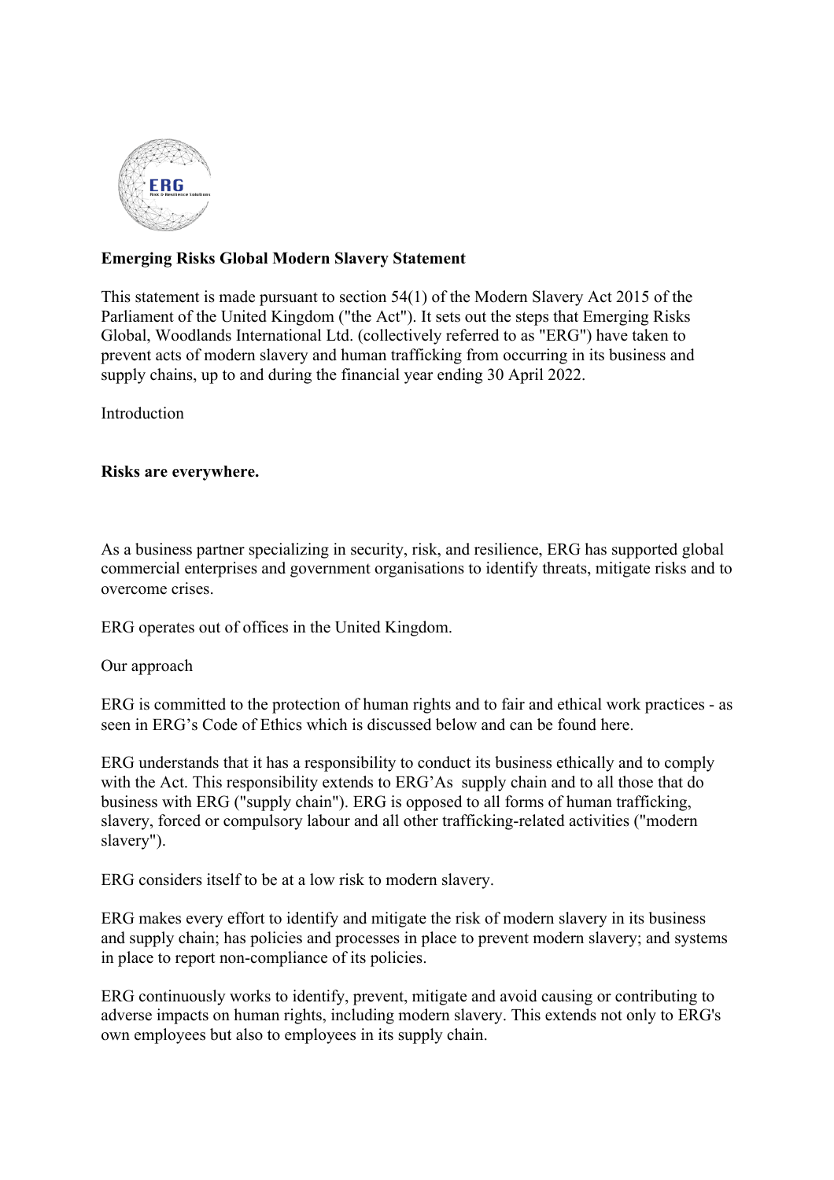**Emerging Risks Global Modern Slavery Statement**

This statement is made pursuant to section 54(1) of the Modern Slavery Act 2015 of the Parliament of the United Kingdom ("the Act"). It sets out the steps that Emerging Risks Global, Woodlands International Ltd. (collectively referred to as "ERG") have taken to prevent acts of modern slavery and human trafficking from occurring in its business and supply chains, up to and during the financial year ending 30 April 2022.

Introduction

**Risks are everywhere.**

As a business partner specializing in security, risk, and resilience, ERG has supported global commercial enterprises and government organisations to identify threats, mitigate risks and to overcome crises.

ERG operates out of offices in the United Kingdom.

Our approach

ERG is committed to the protection of human rights and to fair and ethical work practices - as seen in ERG's Code of Ethics which is discussed below and can be found here.

ERG understands that it has a responsibility to conduct its business ethically and to comply with the Act. This responsibility extends to ERG'As supply chain and to all those that do business with ERG ("supply chain"). ERG is opposed to all forms of human trafficking, slavery, forced or compulsory labour and all other trafficking-related activities ("modern slavery").

ERG considers itself to be at a low risk to modern slavery.

ERG makes every effort to identify and mitigate the risk of modern slavery in its business and supply chain; has policies and processes in place to prevent modern slavery; and systems in place to report non-compliance of its policies.

ERG continuously works to identify, prevent, mitigate and avoid causing or contributing to adverse impacts on human rights, including modern slavery. This extends not only to ERG's own employees but also to employees in its supply chain.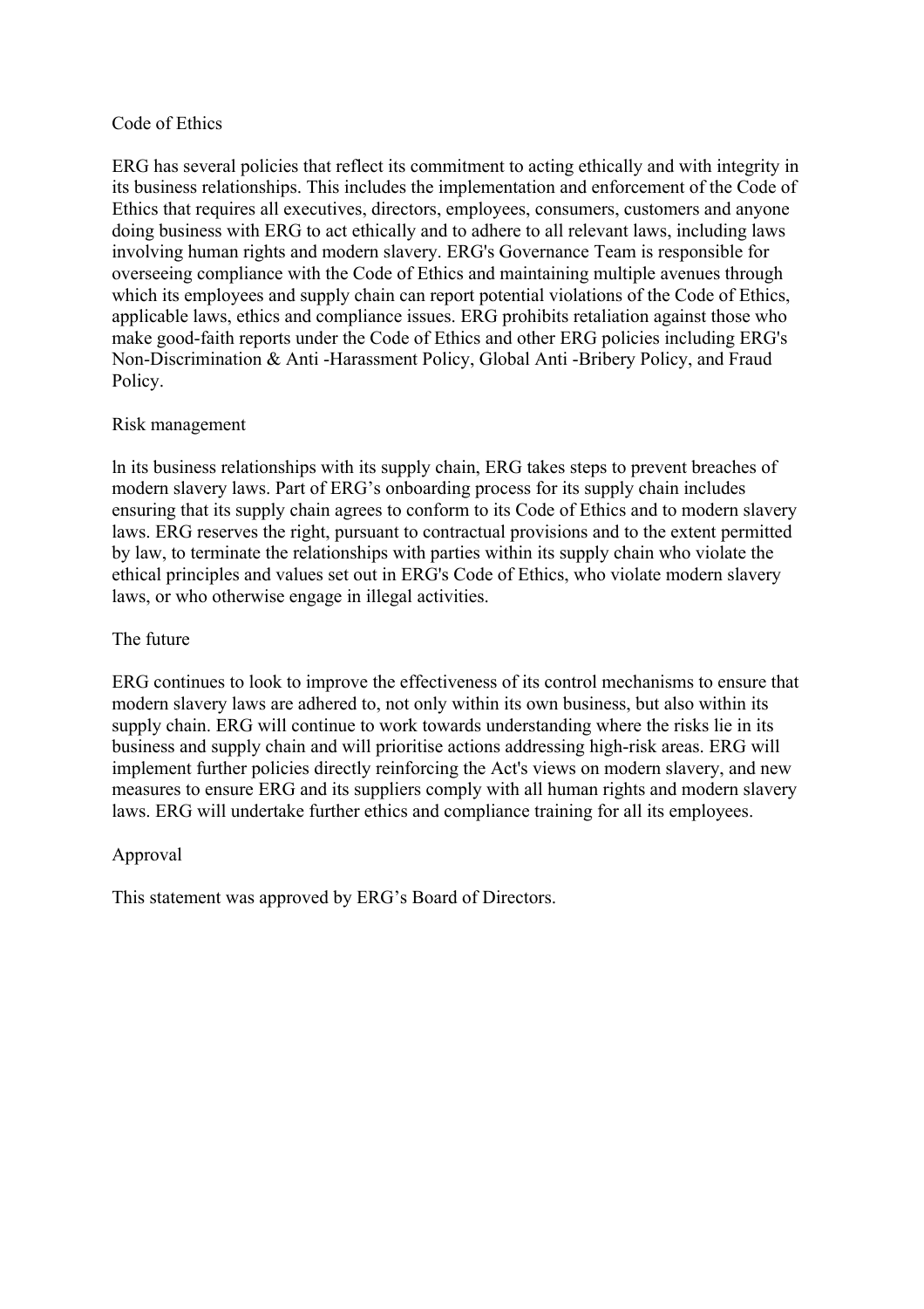## Code of Ethics

ERG has several policies that reflect its commitment to acting ethically and with integrity in its business relationships. This includes the implementation and enforcement of the Code of Ethics that requires all executives, directors, employees, consumers, customers and anyone doing business with ERG to act ethically and to adhere to all relevant laws, including laws involving human rights and modern slavery. ERG's Governance Team is responsible for overseeing compliance with the Code of Ethics and maintaining multiple avenues through which its employees and supply chain can report potential violations of the Code of Ethics, applicable laws, ethics and compliance issues. ERG prohibits retaliation against those who make good-faith reports under the Code of Ethics and other ERG policies including ERG's Non-Discrimination & Anti -Harassment Policy, Global Anti -Bribery Policy, and Fraud Policy.

## Risk management

ln its business relationships with its supply chain, ERG takes steps to prevent breaches of modern slavery laws. Part of ERG's onboarding process for its supply chain includes ensuring that its supply chain agrees to conform to its Code of Ethics and to modern slavery laws. ERG reserves the right, pursuant to contractual provisions and to the extent permitted by law, to terminate the relationships with parties within its supply chain who violate the ethical principles and values set out in ERG's Code of Ethics, who violate modern slavery laws, or who otherwise engage in illegal activities.

## The future

ERG continues to look to improve the effectiveness of its control mechanisms to ensure that modern slavery laws are adhered to, not only within its own business, but also within its supply chain. ERG will continue to work towards understanding where the risks lie in its business and supply chain and will prioritise actions addressing high-risk areas. ERG will implement further policies directly reinforcing the Act's views on modern slavery, and new measures to ensure ERG and its suppliers comply with all human rights and modern slavery laws. ERG will undertake further ethics and compliance training for all its employees.

## Approval

This statement was approved by ERG's Board of Directors.